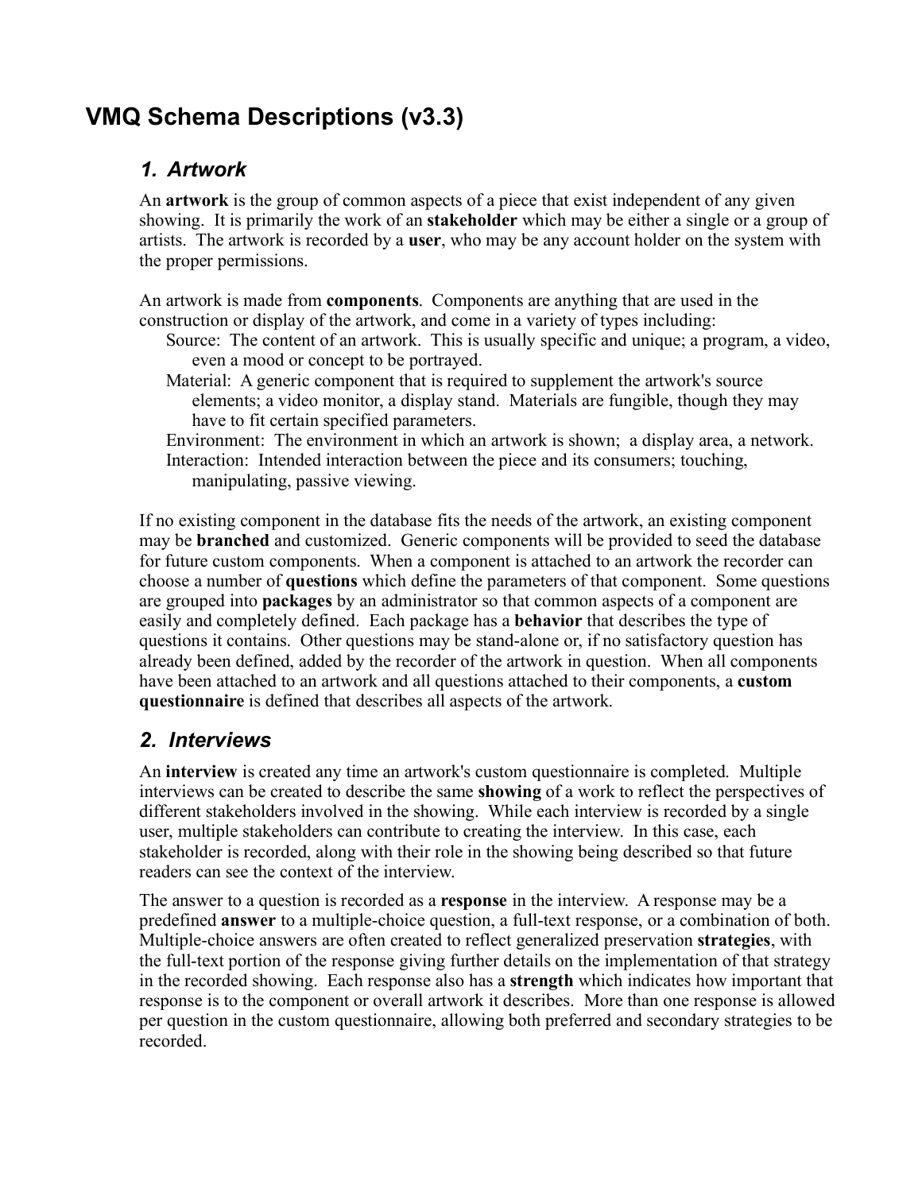# VMQ Schema Descriptions (v3.3)

## *1. Artwork*

An **artwork** is the group of common aspects of a piece that exist independent of any given showing. It is primarily the work of an **stakeholder** which may be either a single or a group of artists. The artwork is recorded by a **user**, who may be any account holder on the system with the proper permissions.

An artwork is made from **components**. Components are anything that are used in the construction or display of the artwork, and come in a variety of types including:

- Source: The content of an artwork. This is usually specific and unique; a program, a video, even a mood or concept to be portrayed.
- Material: A generic component that is required to supplement the artwork's source elements; a video monitor, a display stand. Materials are fungible, though they may have to fit certain specified parameters.
- Environment: The environment in which an artwork is shown; a display area, a network.
- Interaction: Intended interaction between the piece and its consumers; touching, manipulating, passive viewing.

If no existing component in the database fits the needs of the artwork, an existing component may be **branched** and customized. Generic components will be provided to seed the database for future custom components. When a component is attached to an artwork the recorder can choose a number of **questions** which define the parameters of that component. Some questions are grouped into **packages** by an administrator so that common aspects of a component are easily and completely defined. Each package has a **behavior** that describes the type of questions it contains. Other questions may be stand-alone or, if no satisfactory question has already been defined, added by the recorder of the artwork in question. When all components have been attached to an artwork and all questions attached to their components, a **custom questionnaire** is defined that describes all aspects of the artwork.

## *2. Interviews*

An **interview** is created any time an artwork's custom questionnaire is completed. Multiple interviews can be created to describe the same **showing** of a work to reflect the perspectives of different stakeholders involved in the showing. While each interview is recorded by a single user, multiple stakeholders can contribute to creating the interview. In this case, each stakeholder is recorded, along with their role in the showing being described so that future readers can see the context of the interview.

The answer to a question is recorded as a **response** in the interview. A response may be a predefined **answer** to a multiple-choice question, a full-text response, or a combination of both. Multiple-choice answers are often created to reflect generalized preservation **strategies**, with the full-text portion of the response giving further details on the implementation of that strategy in the recorded showing. Each response also has a **strength** which indicates how important that response is to the component or overall artwork it describes. More than one response is allowed per question in the custom questionnaire, allowing both preferred and secondary strategies to be recorded.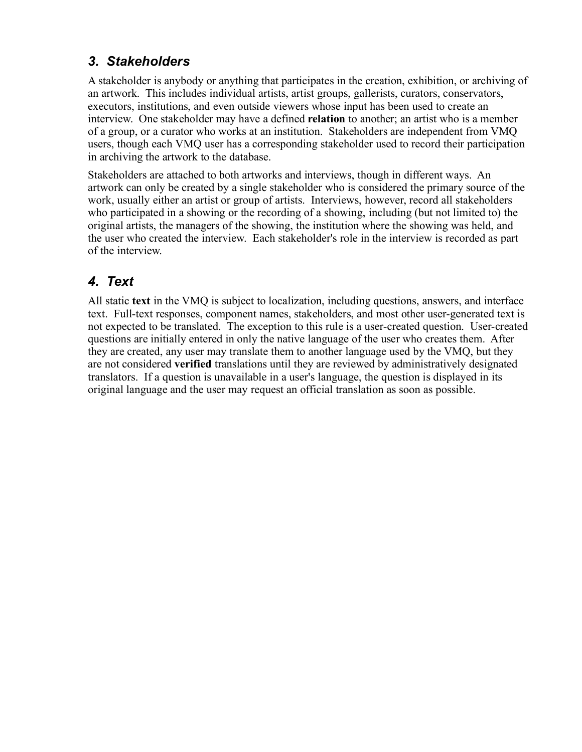## 3. *Stakeholders*

A stakeholder is anybody or anything that participates in the creation, exhibition, or archiving of an artwork. This includes individual artists, artist groups, gallerists, curators, conservators, executors, institutions, and even outside viewers whose input has been used to create an interview. One stakeholder may have a defined **relation** to another; an artist who is a member of a group, or a curator who works at an institution. Stakeholders are independent from VMQ users, though each VMQ user has a corresponding stakeholder used to record their participation in archiving the artwork to the database.

Stakeholders are attached to both artworks and interviews, though in different ways. An artwork can only be created by a single stakeholder who is considered the primary source of the work, usually either an artist or group of artists. Interviews, however, record all stakeholders who participated in a showing or the recording of a showing, including (but not limited to) the original artists, the managers of the showing, the institution where the showing was held, and the user who created the interview. Each stakeholder's role in the interview is recorded as part of the interview.

## 4. *Text*

All static **text** in the VMQ is subject to localization, including questions, answers, and interface text. Full-text responses, component names, stakeholders, and most other user-generated text is not expected to be translated. The exception to this rule is a user-created question. User-created questions are initially entered in only the native language of the user who creates them. After they are created, any user may translate them to another language used by the VMQ, but they are not considered **verified** translations until they are reviewed by administratively designated translators. If a question is unavailable in a user's language, the question is displayed in its original language and the user may request an official translation as soon as possible.